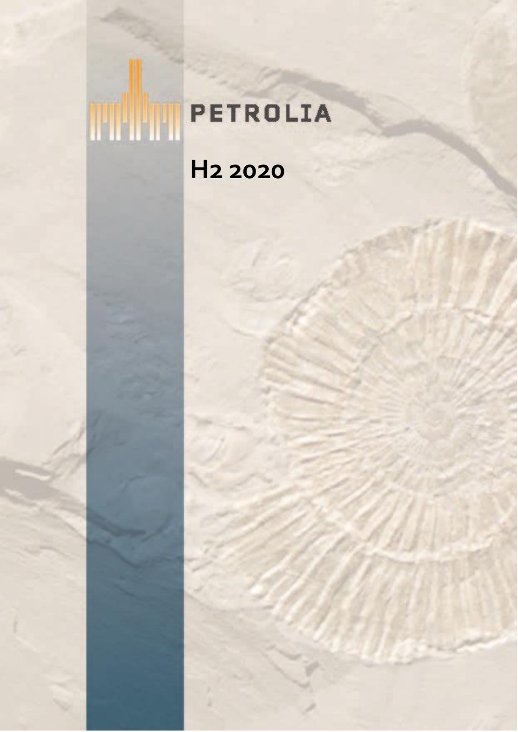# PETROLIA

## H2 2020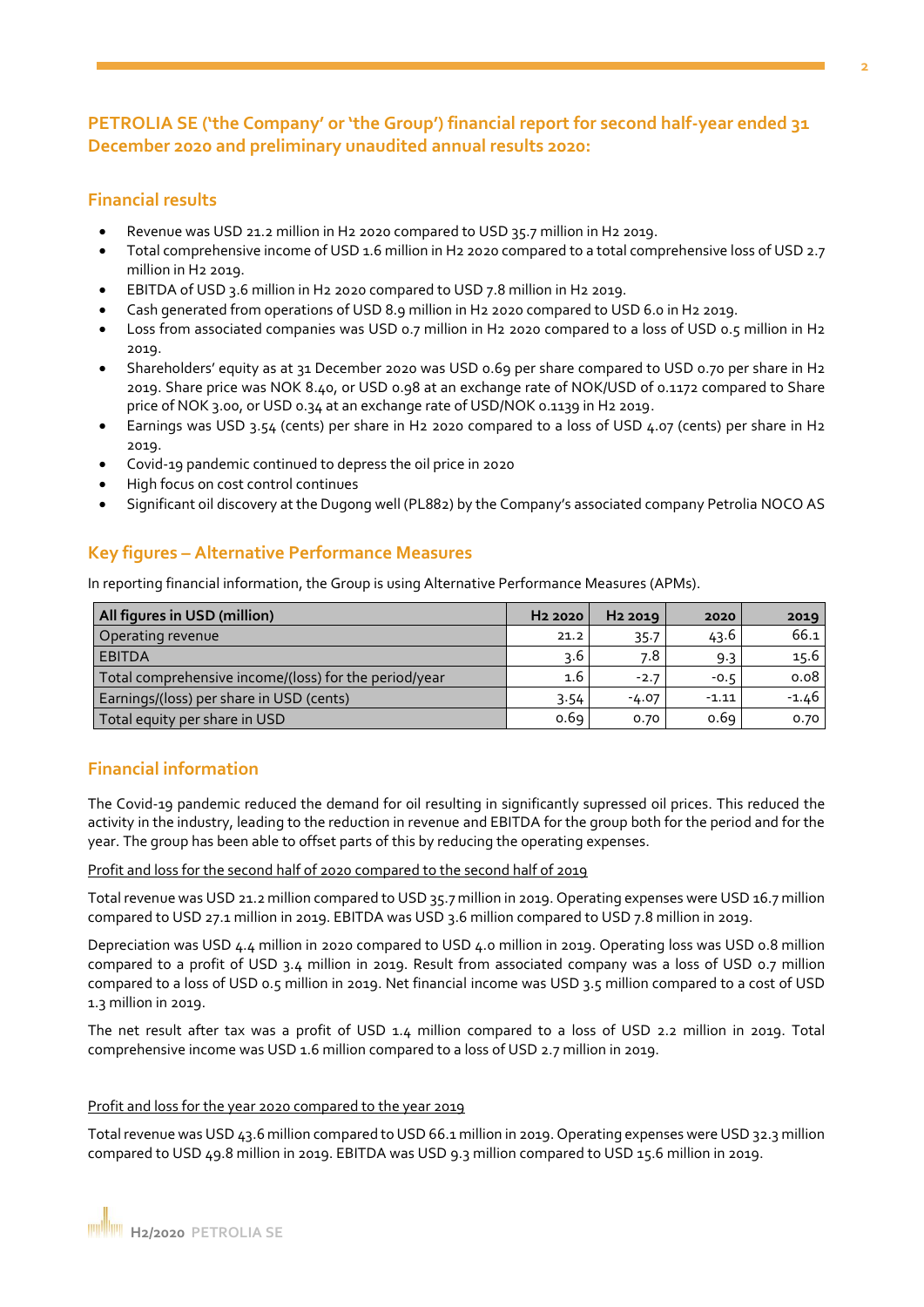## PETROLIA SE ('the Company' or 'the Group') financial report for second half-year ended 31 December 2020 and preliminary unaudited annual results 2020:

### Financial results

- Revenue was USD 21.2 million in H2 2020 compared to USD 35.7 million in H2 2019.
- Total comprehensive income of USD 1.6 million in H2 2020 compared to a total comprehensive loss of USD 2.7 million in H2 2019.
- EBITDA of USD 3.6 million in H2 2020 compared to USD 7.8 million in H2 2019.
- Cash generated from operations of USD 8.9 million in H2 2020 compared to USD 6.0 in H2 2019.
- Loss from associated companies was USD 0.7 million in H2 2020 compared to a loss of USD 0.5 million in H2 2019.
- Shareholders' equity as at 31 December 2020 was USD 0.69 per share compared to USD 0.70 per share in H2 2019. Share price was NOK 8.40, or USD 0.98 at an exchange rate of NOK/USD of 0.1172 compared to Share price of NOK 3.00, or USD 0.34 at an exchange rate of USD/NOK 0.1139 in H2 2019.
- Earnings was USD 3.54 (cents) per share in H2 2020 compared to a loss of USD 4.07 (cents) per share in H2 2019.
- Covid-19 pandemic continued to depress the oil price in 2020
- High focus on cost control continues
- Significant oil discovery at the Dugong well (PL882) by the Company's associated company Petrolia NOCO AS

### Key figures – Alternative Performance Measures

In reporting financial information, the Group is using Alternative Performance Measures (APMs).

| All figures in USD (million) | H2 2020 | H2 2019 | 2020 | 2019 |
|---|---|---|---|---|
| Operating revenue | 21.2 | 35.7 | 43.6 | 66.1 |
| EBITDA | 3.6 | 7.8 | 9.3 | 15.6 |
| Total comprehensive income/(loss) for the period/year | 1.6 | -2.7 | -0.5 | 0.08 |
| Earnings/(loss) per share in USD (cents) | 3.54 | -4.07 | -1.11 | -1.46 |
| Total equity per share in USD | 0.69 | 0.70 | 0.69 | 0.70 |

### Financial information

The Covid-19 pandemic reduced the demand for oil resulting in significantly supressed oil prices. This reduced the activity in the industry, leading to the reduction in revenue and EBITDA for the group both for the period and for the year. The group has been able to offset parts of this by reducing the operating expenses.

Profit and loss for the second half of 2020 compared to the second half of 2019

Total revenue was USD 21.2 million compared to USD 35.7 million in 2019. Operating expenses were USD 16.7 million compared to USD 27.1 million in 2019. EBITDA was USD 3.6 million compared to USD 7.8 million in 2019.

Depreciation was USD 4.4 million in 2020 compared to USD 4.0 million in 2019. Operating loss was USD 0.8 million compared to a profit of USD 3.4 million in 2019. Result from associated company was a loss of USD 0.7 million compared to a loss of USD 0.5 million in 2019. Net financial income was USD 3.5 million compared to a cost of USD 1.3 million in 2019.

The net result after tax was a profit of USD 1.4 million compared to a loss of USD 2.2 million in 2019. Total comprehensive income was USD 1.6 million compared to a loss of USD 2.7 million in 2019.

Profit and loss for the year 2020 compared to the year 2019

Total revenue was USD 43.6 million compared to USD 66.1 million in 2019. Operating expenses were USD 32.3 million compared to USD 49.8 million in 2019. EBITDA was USD 9.3 million compared to USD 15.6 million in 2019.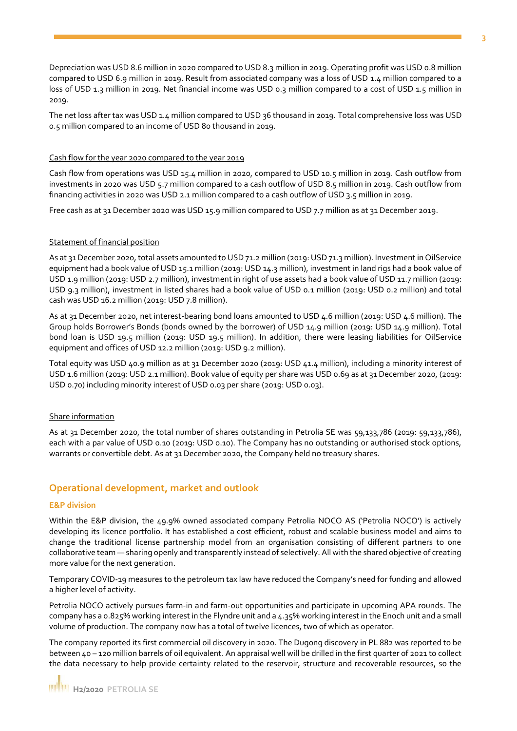Depreciation was USD 8.6 million in 2020 compared to USD 8.3 million in 2019. Operating profit was USD 0.8 million compared to USD 6.9 million in 2019. Result from associated company was a loss of USD 1.4 million compared to a loss of USD 1.3 million in 2019. Net financial income was USD 0.3 million compared to a cost of USD 1.5 million in 2019.

The net loss after tax was USD 1.4 million compared to USD 36 thousand in 2019. Total comprehensive loss was USD 0.5 million compared to an income of USD 80 thousand in 2019.

Cash flow for the year 2020 compared to the year 2019

Cash flow from operations was USD 15.4 million in 2020, compared to USD 10.5 million in 2019. Cash outflow from investments in 2020 was USD 5.7 million compared to a cash outflow of USD 8.5 million in 2019. Cash outflow from financing activities in 2020 was USD 2.1 million compared to a cash outflow of USD 3.5 million in 2019.

Free cash as at 31 December 2020 was USD 15.9 million compared to USD 7.7 million as at 31 December 2019.

Statement of financial position

As at 31 December 2020, total assets amounted to USD 71.2 million (2019: USD 71.3 million). Investment in OilService equipment had a book value of USD 15.1 million (2019: USD 14.3 million), investment in land rigs had a book value of USD 1.9 million (2019: USD 2.7 million), investment in right of use assets had a book value of USD 11.7 million (2019: USD 9.3 million), investment in listed shares had a book value of USD 0.1 million (2019: USD 0.2 million) and total cash was USD 16.2 million (2019: USD 7.8 million).

As at 31 December 2020, net interest-bearing bond loans amounted to USD 4.6 million (2019: USD 4.6 million). The Group holds Borrower's Bonds (bonds owned by the borrower) of USD 14.9 million (2019: USD 14.9 million). Total bond loan is USD 19.5 million (2019: USD 19.5 million). In addition, there were leasing liabilities for OilService equipment and offices of USD 12.2 million (2019: USD 9.2 million).

Total equity was USD 40.9 million as at 31 December 2020 (2019: USD 41.4 million), including a minority interest of USD 1.6 million (2019: USD 2.1 million). Book value of equity per share was USD 0.69 as at 31 December 2020, (2019: USD 0.70) including minority interest of USD 0.03 per share (2019: USD 0.03).

Share information

As at 31 December 2020, the total number of shares outstanding in Petrolia SE was 59,133,786 (2019: 59,133,786), each with a par value of USD 0.10 (2019: USD 0.10). The Company has no outstanding or authorised stock options, warrants or convertible debt. As at 31 December 2020, the Company held no treasury shares.

## Operational development, market and outlook

### E&P division

Within the E&P division, the 49.9% owned associated company Petrolia NOCO AS ('Petrolia NOCO') is actively developing its licence portfolio. It has established a cost efficient, robust and scalable business model and aims to change the traditional license partnership model from an organisation consisting of different partners to one collaborative team — sharing openly and transparently instead of selectively. All with the shared objective of creating more value for the next generation.

Temporary COVID-19 measures to the petroleum tax law have reduced the Company's need for funding and allowed a higher level of activity.

Petrolia NOCO actively pursues farm-in and farm-out opportunities and participate in upcoming APA rounds. The company has a 0.825% working interest in the Flyndre unit and a 4.35% working interest in the Enoch unit and a small volume of production. The company now has a total of twelve licences, two of which as operator.

The company reported its first commercial oil discovery in 2020. The Dugong discovery in PL 882 was reported to be between 40 – 120 million barrels of oil equivalent. An appraisal well will be drilled in the first quarter of 2021 to collect the data necessary to help provide certainty related to the reservoir, structure and recoverable resources, so the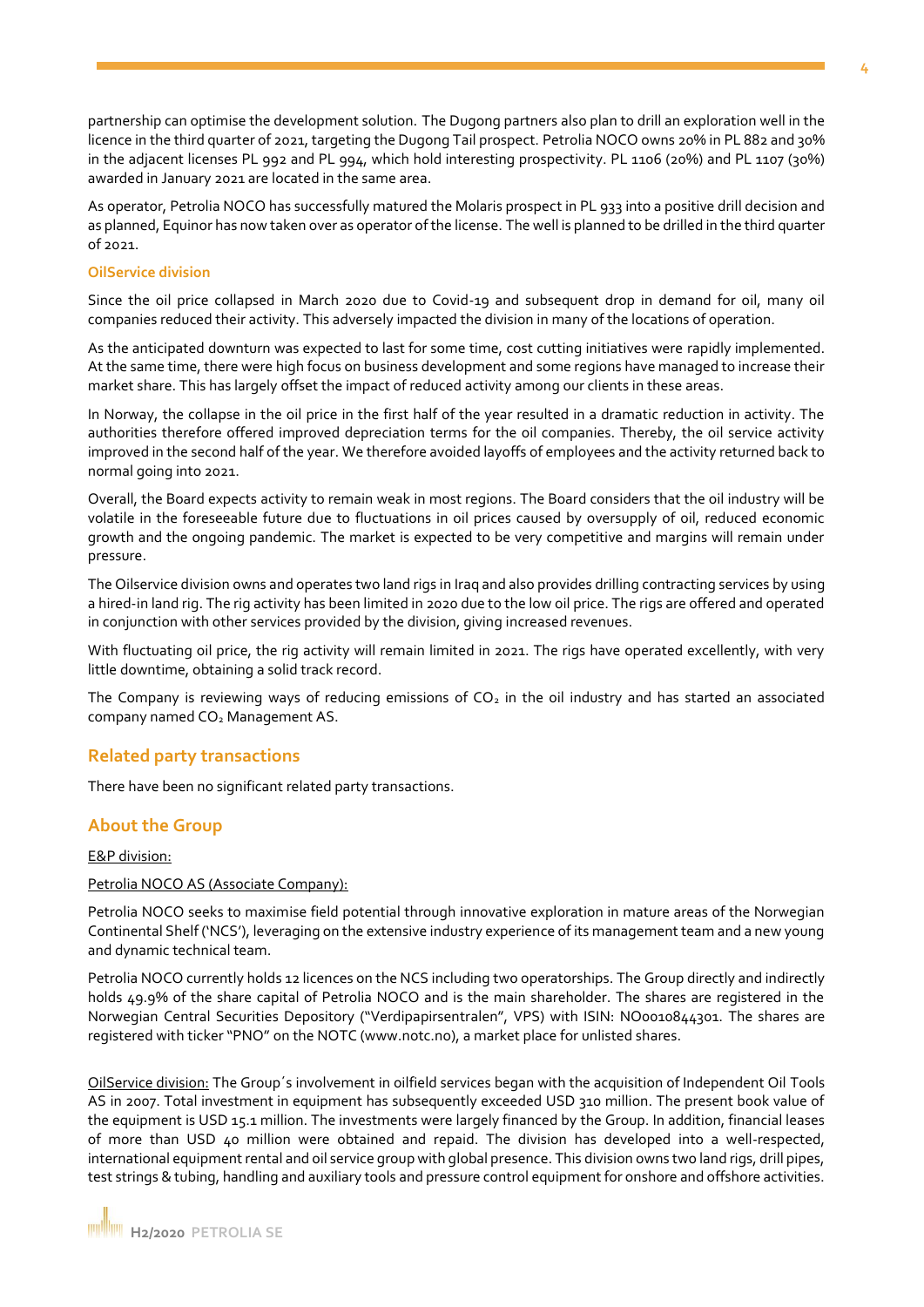partnership can optimise the development solution. The Dugong partners also plan to drill an exploration well in the licence in the third quarter of 2021, targeting the Dugong Tail prospect. Petrolia NOCO owns 20% in PL 882 and 30% in the adjacent licenses PL 992 and PL 994, which hold interesting prospectivity. PL 1106 (20%) and PL 1107 (30%) awarded in January 2021 are located in the same area.

As operator, Petrolia NOCO has successfully matured the Molaris prospect in PL 933 into a positive drill decision and as planned, Equinor has now taken over as operator of the license. The well is planned to be drilled in the third quarter of 2021.

#### OilService division

Since the oil price collapsed in March 2020 due to Covid-19 and subsequent drop in demand for oil, many oil companies reduced their activity. This adversely impacted the division in many of the locations of operation.

As the anticipated downturn was expected to last for some time, cost cutting initiatives were rapidly implemented. At the same time, there were high focus on business development and some regions have managed to increase their market share. This has largely offset the impact of reduced activity among our clients in these areas.

In Norway, the collapse in the oil price in the first half of the year resulted in a dramatic reduction in activity. The authorities therefore offered improved depreciation terms for the oil companies. Thereby, the oil service activity improved in the second half of the year. We therefore avoided layoffs of employees and the activity returned back to normal going into 2021.

Overall, the Board expects activity to remain weak in most regions. The Board considers that the oil industry will be volatile in the foreseeable future due to fluctuations in oil prices caused by oversupply of oil, reduced economic growth and the ongoing pandemic. The market is expected to be very competitive and margins will remain under pressure.

The Oilservice division owns and operates two land rigs in Iraq and also provides drilling contracting services by using a hired-in land rig. The rig activity has been limited in 2020 due to the low oil price. The rigs are offered and operated in conjunction with other services provided by the division, giving increased revenues.

With fluctuating oil price, the rig activity will remain limited in 2021. The rigs have operated excellently, with very little downtime, obtaining a solid track record.

The Company is reviewing ways of reducing emissions of $CO_2$ in the oil industry and has started an associated company named $CO_2$ Management AS.

## Related party transactions

There have been no significant related party transactions.

## About the Group

E&P division:

Petrolia NOCO AS (Associate Company):

Petrolia NOCO seeks to maximise field potential through innovative exploration in mature areas of the Norwegian Continental Shelf ('NCS'), leveraging on the extensive industry experience of its management team and a new young and dynamic technical team.

Petrolia NOCO currently holds 12 licences on the NCS including two operatorships. The Group directly and indirectly holds 49.9% of the share capital of Petrolia NOCO and is the main shareholder. The shares are registered in the Norwegian Central Securities Depository ("Verdipapirsentralen", VPS) with ISIN: NO0010844301. The shares are registered with ticker "PNO" on the NOTC (www.notc.no), a market place for unlisted shares.

OilService division: The Group´s involvement in oilfield services began with the acquisition of Independent Oil Tools AS in 2007. Total investment in equipment has subsequently exceeded USD 310 million. The present book value of the equipment is USD 15.1 million. The investments were largely financed by the Group. In addition, financial leases of more than USD 40 million were obtained and repaid. The division has developed into a well-respected, international equipment rental and oil service group with global presence. This division owns two land rigs, drill pipes, test strings & tubing, handling and auxiliary tools and pressure control equipment for onshore and offshore activities.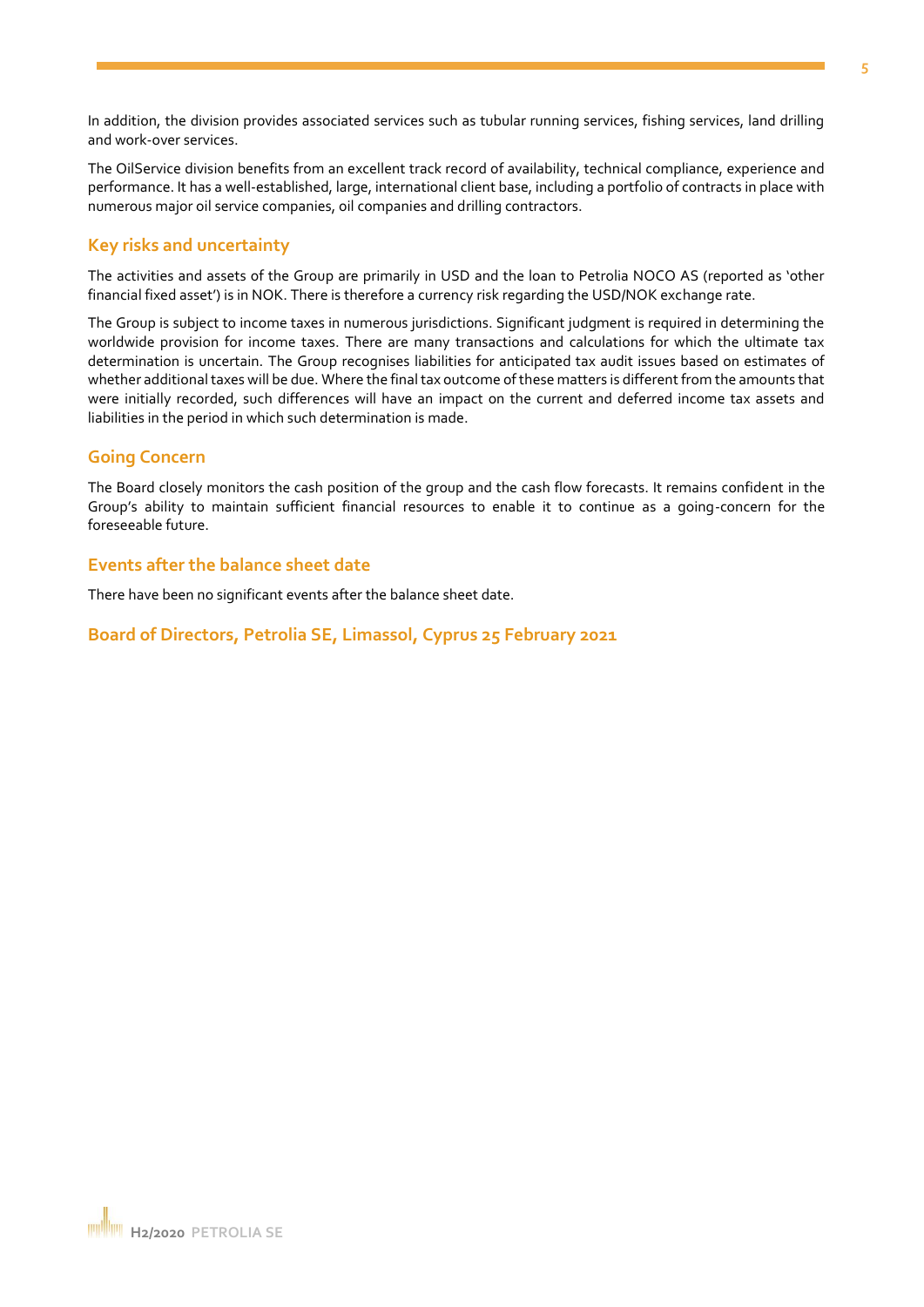In addition, the division provides associated services such as tubular running services, fishing services, land drilling and work-over services.

The OilService division benefits from an excellent track record of availability, technical compliance, experience and performance. It has a well-established, large, international client base, including a portfolio of contracts in place with numerous major oil service companies, oil companies and drilling contractors.

## Key risks and uncertainty

The activities and assets of the Group are primarily in USD and the loan to Petrolia NOCO AS (reported as 'other financial fixed asset') is in NOK. There is therefore a currency risk regarding the USD/NOK exchange rate.

The Group is subject to income taxes in numerous jurisdictions. Significant judgment is required in determining the worldwide provision for income taxes. There are many transactions and calculations for which the ultimate tax determination is uncertain. The Group recognises liabilities for anticipated tax audit issues based on estimates of whether additional taxes will be due. Where the final tax outcome of these matters is different from the amounts that were initially recorded, such differences will have an impact on the current and deferred income tax assets and liabilities in the period in which such determination is made.

## Going Concern

The Board closely monitors the cash position of the group and the cash flow forecasts. It remains confident in the Group's ability to maintain sufficient financial resources to enable it to continue as a going-concern for the foreseeable future.

## Events after the balance sheet date

There have been no significant events after the balance sheet date.

## Board of Directors, Petrolia SE, Limassol, Cyprus 25 February 2021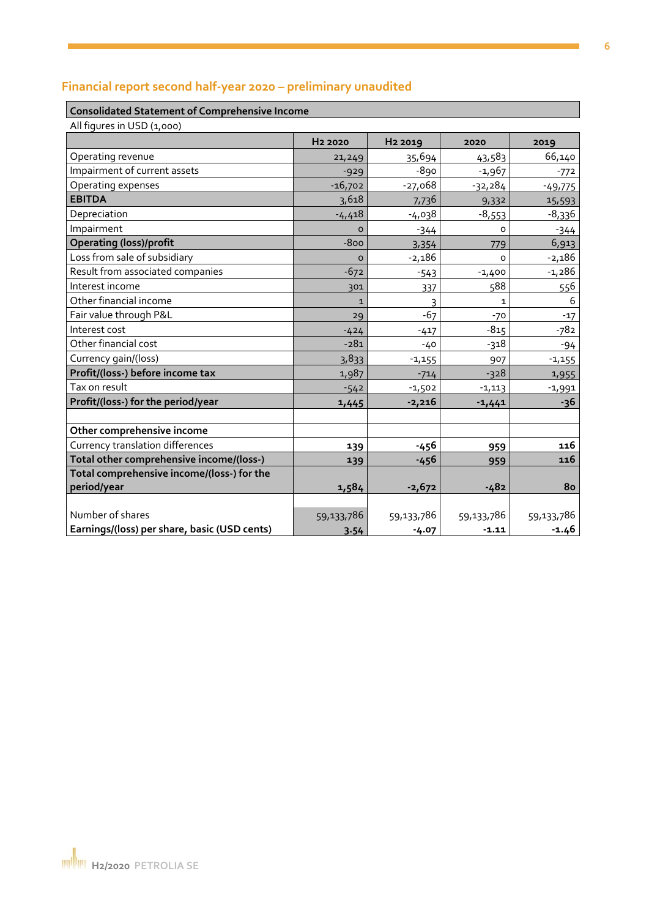## Financial report second half-year 2020 – preliminary unaudited

**Consolidated Statement of Comprehensive Income**

All figures in USD (1,000)

| | H2 2020 | H2 2019 | 2020 | 2019 |
|---|---|---|---|---|
| Operating revenue | 21,249 | 35,694 | 43,583 | 66,140 |
| Impairment of current assets | -929 | -890 | -1,967 | -772 |
| Operating expenses | -16,702 | -27,068 | -32,284 | -49,775 |
| **EBITDA** | 3,618 | 7,736 | 9,332 | 15,593 |
| Depreciation | -4,418 | -4,038 | -8,553 | -8,336 |
| Impairment | 0 | -344 | 0 | -344 |
| **Operating (loss)/profit** | -800 | 3,354 | 779 | 6,913 |
| Loss from sale of subsidiary | 0 | -2,186 | 0 | -2,186 |
| Result from associated companies | -672 | -543 | -1,400 | -1,286 |
| Interest income | 301 | 337 | 588 | 556 |
| Other financial income | 1 | 3 | 1 | 6 |
| Fair value through P&L | 29 | -67 | -70 | -17 |
| Interest cost | -424 | -417 | -815 | -782 |
| Other financial cost | -281 | -40 | -318 | -94 |
| Currency gain/(loss) | 3,833 | -1,155 | 907 | -1,155 |
| **Profit/(loss-) before income tax** | 1,987 | -714 | -328 | 1,955 |
| Tax on result | -542 | -1,502 | -1,113 | -1,991 |
| **Profit/(loss-) for the period/year** | **1,445** | **-2,216** | **-1,441** | **-36** |
| | | | | |
| **Other comprehensive income** | | | | |
| Currency translation differences | **139** | **-456** | **959** | **116** |
| **Total other comprehensive income/(loss-)** | **139** | **-456** | **959** | **116** |
| **Total comprehensive income/(loss-) for the period/year** | **1,584** | **-2,672** | **-482** | **80** |
| | | | | |
| Number of shares | 59,133,786 | 59,133,786 | 59,133,786 | 59,133,786 |
| **Earnings/(loss) per share, basic (USD cents)** | **3.54** | **-4.07** | **-1.11** | **-1.46** |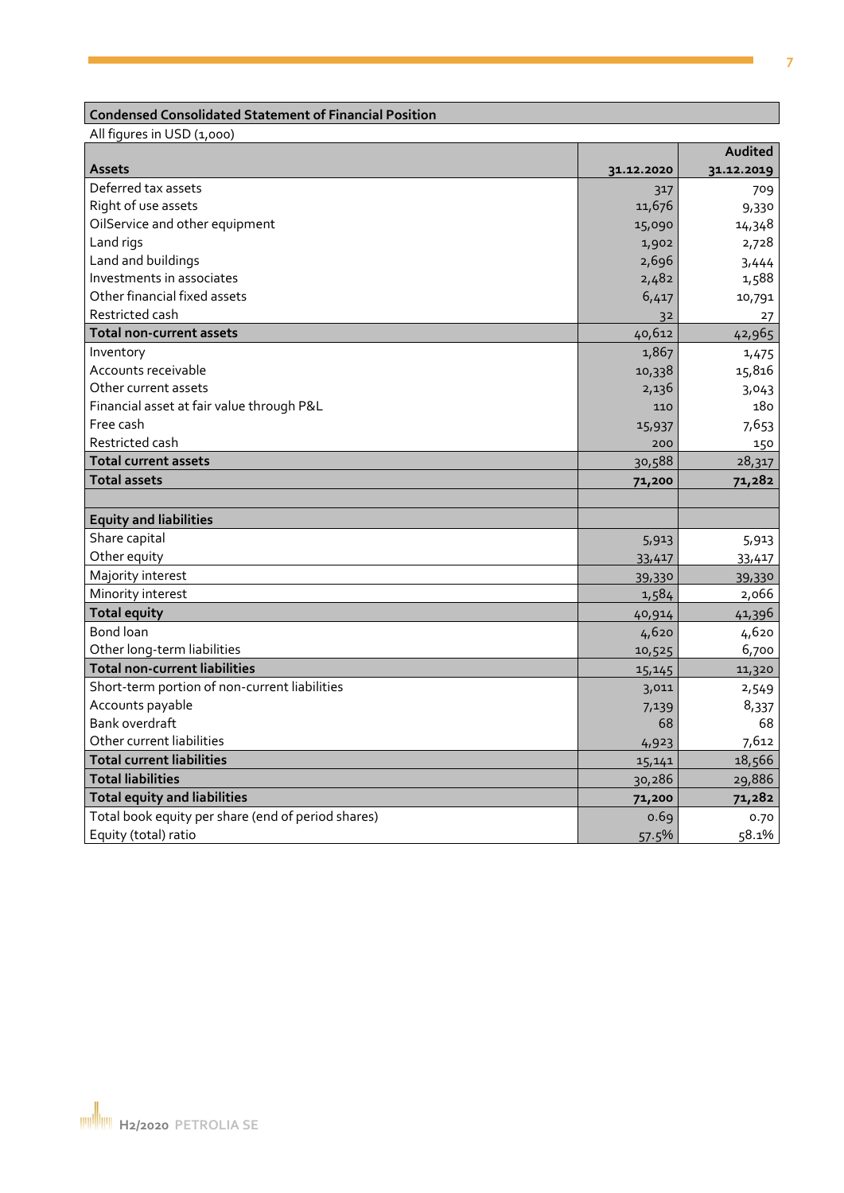## Condensed Consolidated Statement of Financial Position

All figures in USD (1,000)

| Assets | 31.12.2020 | Audited 31.12.2019 |
|---|---|---|
| Deferred tax assets | 317 | 709 |
| Right of use assets | 11,676 | 9,330 |
| OilService and other equipment | 15,090 | 14,348 |
| Land rigs | 1,902 | 2,728 |
| Land and buildings | 2,696 | 3,444 |
| Investments in associates | 2,482 | 1,588 |
| Other financial fixed assets | 6,417 | 10,791 |
| Restricted cash | 32 | 27 |
| **Total non-current assets** | 40,612 | 42,965 |
| Inventory | 1,867 | 1,475 |
| Accounts receivable | 10,338 | 15,816 |
| Other current assets | 2,136 | 3,043 |
| Financial asset at fair value through P&L | 110 | 180 |
| Free cash | 15,937 | 7,653 |
| Restricted cash | 200 | 150 |
| **Total current assets** | 30,588 | 28,317 |
| **Total assets** | **71,200** | **71,282** |
| | | |
| **Equity and liabilities** | | |
| Share capital | 5,913 | 5,913 |
| Other equity | 33,417 | 33,417 |
| Majority interest | 39,330 | 39,330 |
| Minority interest | 1,584 | 2,066 |
| **Total equity** | 40,914 | 41,396 |
| Bond loan | 4,620 | 4,620 |
| Other long-term liabilities | 10,525 | 6,700 |
| **Total non-current liabilities** | 15,145 | 11,320 |
| Short-term portion of non-current liabilities | 3,011 | 2,549 |
| Accounts payable | 7,139 | 8,337 |
| Bank overdraft | 68 | 68 |
| Other current liabilities | 4,923 | 7,612 |
| **Total current liabilities** | 15,141 | 18,566 |
| **Total liabilities** | 30,286 | 29,886 |
| **Total equity and liabilities** | **71,200** | **71,282** |
| Total book equity per share (end of period shares) | 0.69 | 0.70 |
| Equity (total) ratio | 57.5% | 58.1% |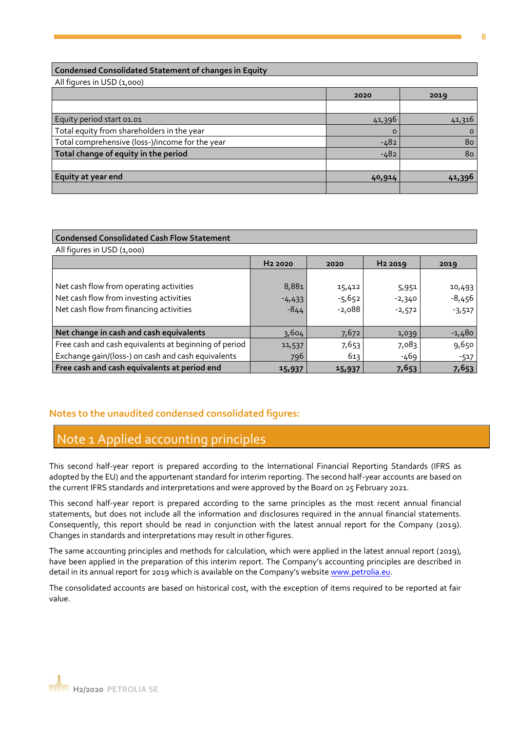**Condensed Consolidated Statement of changes in Equity**

All figures in USD (1,000)

| | 2020 | 2019 |
|---|---|---|
| | | |
| Equity period start 01.01 | 41,396 | 41,316 |
| Total equity from shareholders in the year | 0 | 0 |
| Total comprehensive (loss-)/income for the year | -482 | 80 |
| **Total change of equity in the period** | -482 | 80 |
| | | |
| **Equity at year end** | **40,914** | **41,396** |

**Condensed Consolidated Cash Flow Statement**

All figures in USD (1,000)

| | H2 2020 | 2020 | H2 2019 | 2019 |
|---|---|---|---|---|
| Net cash flow from operating activities | 8,881 | 15,412 | 5,951 | 10,493 |
| Net cash flow from investing activities | -4,433 | -5,652 | -2,340 | -8,456 |
| Net cash flow from financing activities | -844 | -2,088 | -2,572 | -3,517 |
| **Net change in cash and cash equivalents** | 3,604 | 7,672 | 1,039 | -1,480 |
| Free cash and cash equivalents at beginning of period | 11,537 | 7,653 | 7,083 | 9,650 |
| Exchange gain/(loss-) on cash and cash equivalents | 796 | 613 | -469 | -517 |
| **Free cash and cash equivalents at period end** | **15,937** | **15,937** | **7,653** | **7,653** |

## Notes to the unaudited condensed consolidated figures:

# Note 1 Applied accounting principles

This second half-year report is prepared according to the International Financial Reporting Standards (IFRS as adopted by the EU) and the appurtenant standard for interim reporting. The second half-year accounts are based on the current IFRS standards and interpretations and were approved by the Board on 25 February 2021.

This second half-year report is prepared according to the same principles as the most recent annual financial statements, but does not include all the information and disclosures required in the annual financial statements. Consequently, this report should be read in conjunction with the latest annual report for the Company (2019). Changes in standards and interpretations may result in other figures.

The same accounting principles and methods for calculation, which were applied in the latest annual report (2019), have been applied in the preparation of this interim report. The Company's accounting principles are described in detail in its annual report for 2019 which is available on the Company's website www.petrolia.eu.

The consolidated accounts are based on historical cost, with the exception of items required to be reported at fair value.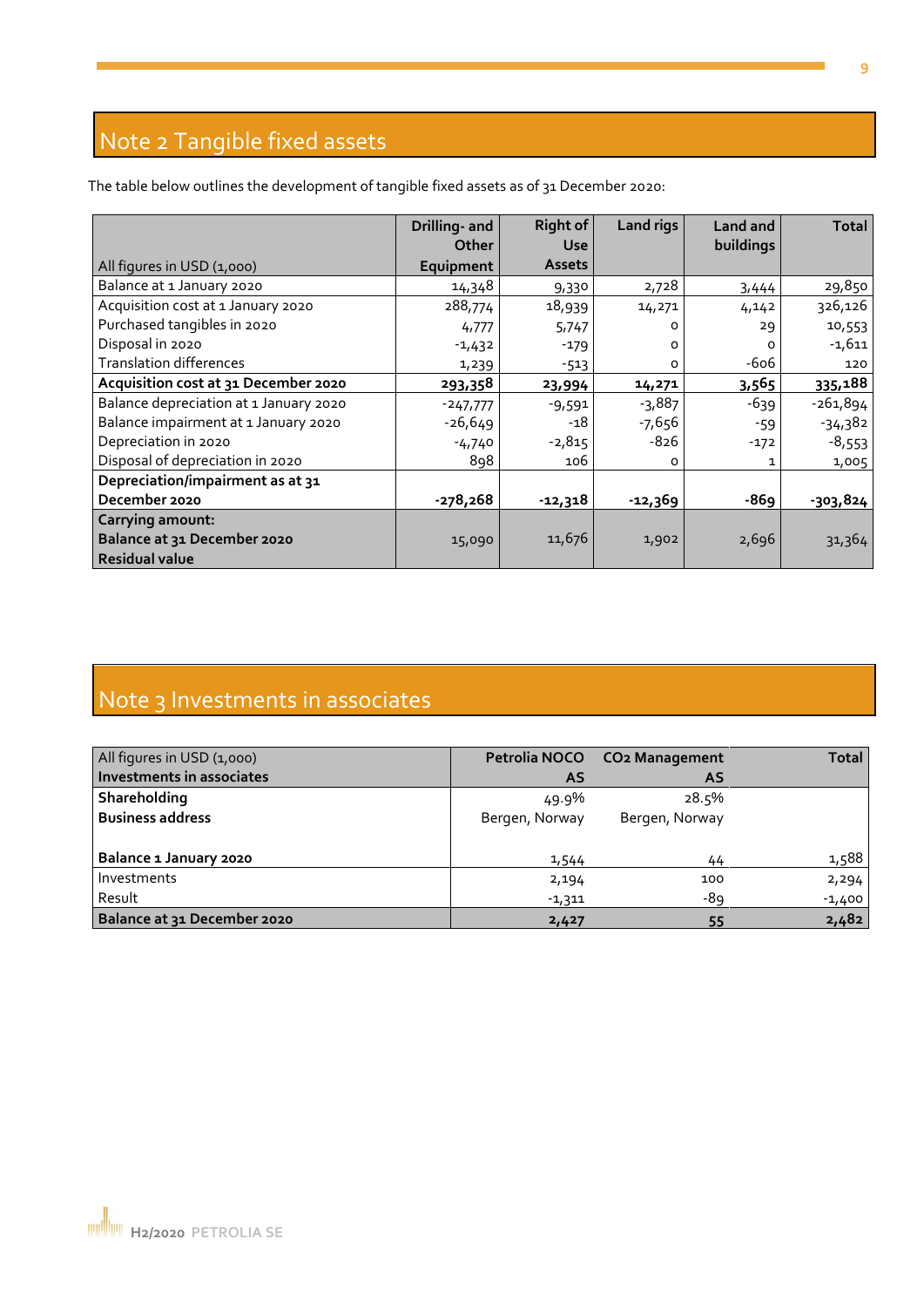## Note 2 Tangible fixed assets

The table below outlines the development of tangible fixed assets as of 31 December 2020:

| All figures in USD (1,000) | Drilling- and Other Equipment | Right of Use Assets | Land rigs | Land and buildings | Total |
|---|---|---|---|---|---|
| Balance at 1 January 2020 | 14,348 | 9,330 | 2,728 | 3,444 | 29,850 |
| Acquisition cost at 1 January 2020 | 288,774 | 18,939 | 14,271 | 4,142 | 326,126 |
| Purchased tangibles in 2020 | 4,777 | 5,747 | 0 | 29 | 10,553 |
| Disposal in 2020 | -1,432 | -179 | 0 | 0 | -1,611 |
| Translation differences | 1,239 | -513 | 0 | -606 | 120 |
| **Acquisition cost at 31 December 2020** | **293,358** | **23,994** | **14,271** | **3,565** | **335,188** |
| Balance depreciation at 1 January 2020 | -247,777 | -9,591 | -3,887 | -639 | -261,894 |
| Balance impairment at 1 January 2020 | -26,649 | -18 | -7,656 | -59 | -34,382 |
| Depreciation in 2020 | -4,740 | -2,815 | -826 | -172 | -8,553 |
| Disposal of depreciation in 2020 | 898 | 106 | 0 | 1 | 1,005 |
| **Depreciation/impairment as at 31 December 2020** | **-278,268** | **-12,318** | **-12,369** | **-869** | **-303,824** |
| **Carrying amount: Balance at 31 December 2020 Residual value** | 15,090 | 11,676 | 1,902 | 2,696 | 31,364 |

## Note 3 Investments in associates

| All figures in USD (1,000) **Investments in associates** | **Petrolia NOCO AS** | **$CO_2$ Management AS** | **Total** |
|---|---|---|---|
| **Shareholding** | 49.9% | 28.5% | |
| **Business address** | Bergen, Norway | Bergen, Norway | |
| **Balance 1 January 2020** | 1,544 | 44 | 1,588 |
| Investments | 2,194 | 100 | 2,294 |
| Result | -1,311 | -89 | -1,400 |
| **Balance at 31 December 2020** | **2,427** | **55** | **2,482** |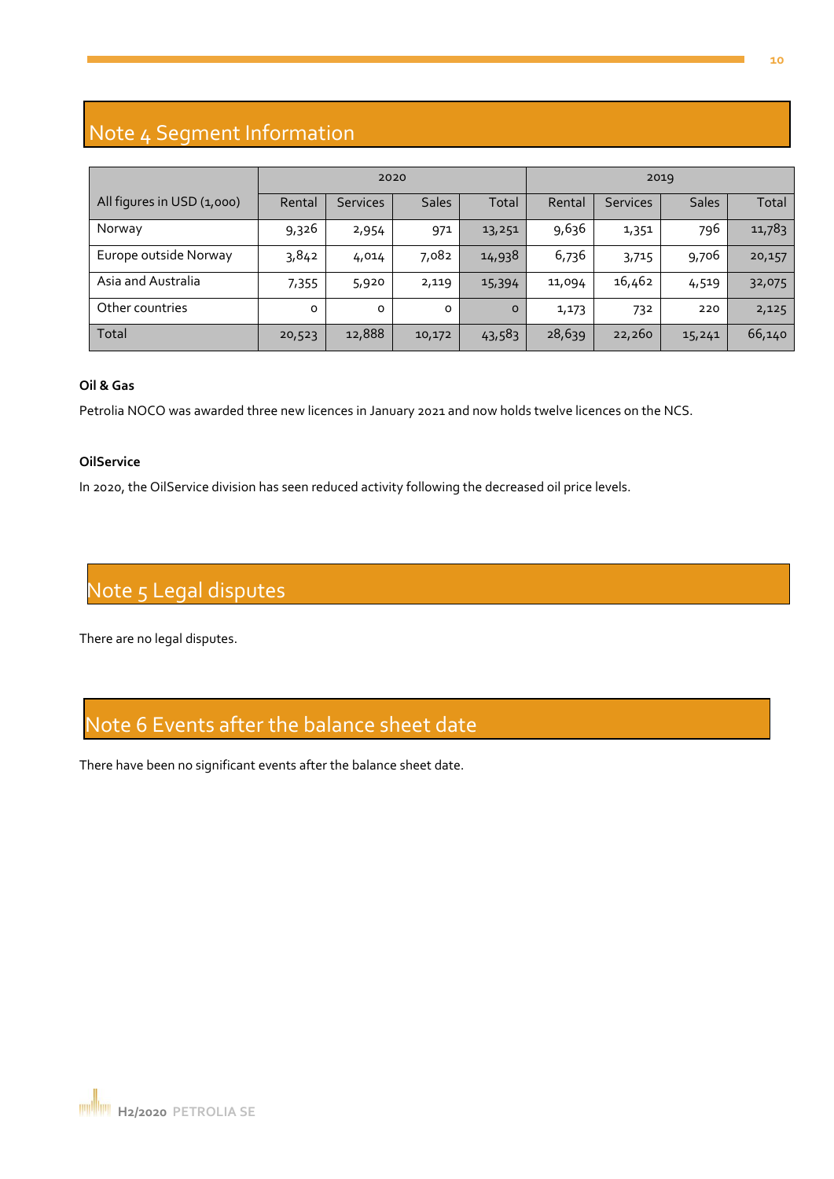## Note 4 Segment Information

| All figures in USD (1,000) | 2020 | | | | 2019 | | | |
|---|---|---|---|---|---|---|---|---|
| | Rental | Services | Sales | Total | Rental | Services | Sales | Total |
| Norway | 9,326 | 2,954 | 971 | 13,251 | 9,636 | 1,351 | 796 | 11,783 |
| Europe outside Norway | 3,842 | 4,014 | 7,082 | 14,938 | 6,736 | 3,715 | 9,706 | 20,157 |
| Asia and Australia | 7,355 | 5,920 | 2,119 | 15,394 | 11,094 | 16,462 | 4,519 | 32,075 |
| Other countries | 0 | 0 | 0 | 0 | 1,173 | 732 | 220 | 2,125 |
| Total | 20,523 | 12,888 | 10,172 | 43,583 | 28,639 | 22,260 | 15,241 | 66,140 |

**Oil & Gas**

Petrolia NOCO was awarded three new licences in January 2021 and now holds twelve licences on the NCS.

**OilService**

In 2020, the OilService division has seen reduced activity following the decreased oil price levels.

## Note 5 Legal disputes

There are no legal disputes.

## Note 6 Events after the balance sheet date

There have been no significant events after the balance sheet date.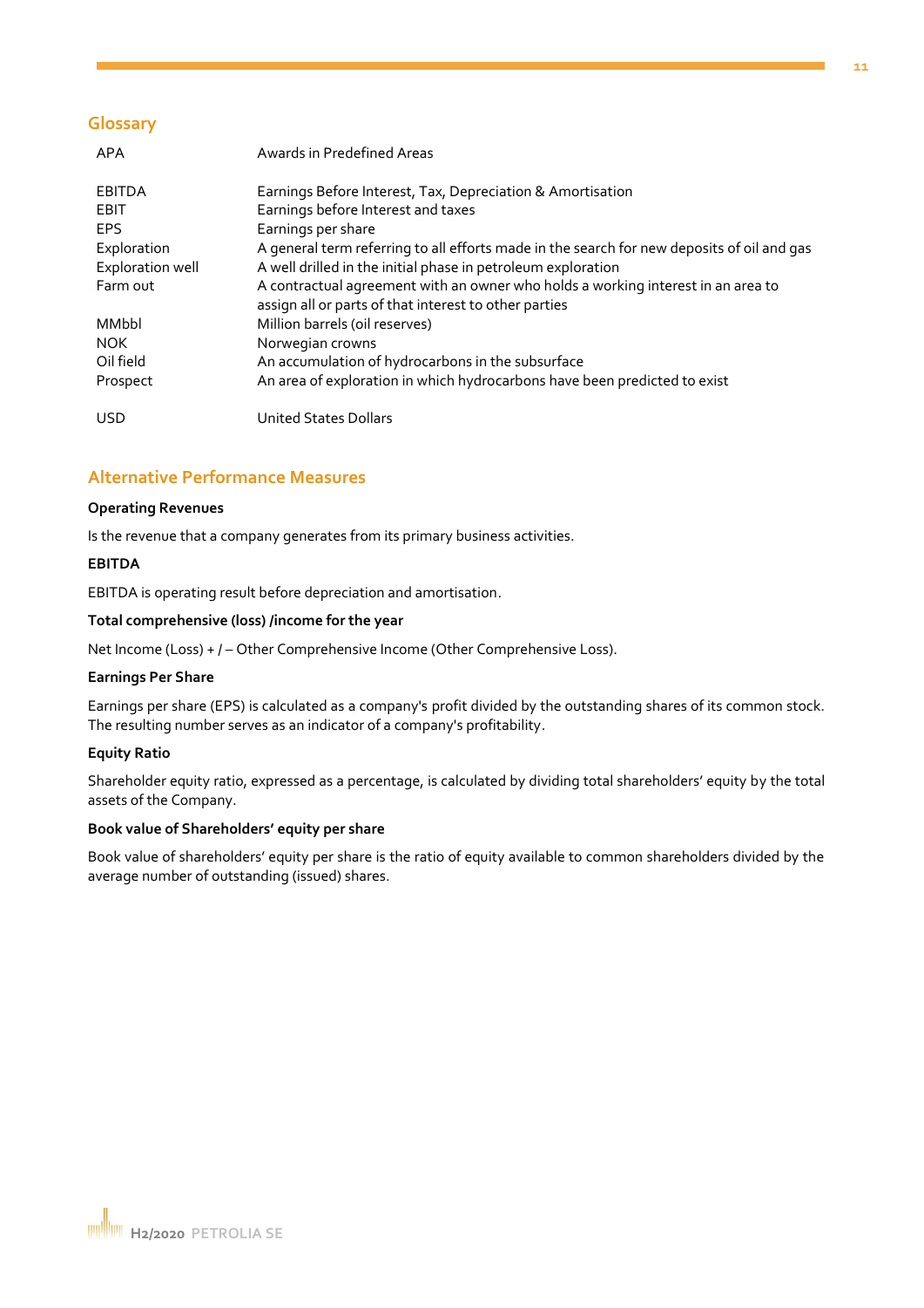## Glossary

| | |
|---|---|
| APA | Awards in Predefined Areas |
| EBITDA | Earnings Before Interest, Tax, Depreciation & Amortisation |
| EBIT | Earnings before Interest and taxes |
| EPS | Earnings per share |
| Exploration | A general term referring to all efforts made in the search for new deposits of oil and gas |
| Exploration well | A well drilled in the initial phase in petroleum exploration |
| Farm out | A contractual agreement with an owner who holds a working interest in an area to assign all or parts of that interest to other parties |
| MMbbl | Million barrels (oil reserves) |
| NOK | Norwegian crowns |
| Oil field | An accumulation of hydrocarbons in the subsurface |
| Prospect | An area of exploration in which hydrocarbons have been predicted to exist |
| USD | United States Dollars |

## Alternative Performance Measures

**Operating Revenues**

Is the revenue that a company generates from its primary business activities.

**EBITDA**

EBITDA is operating result before depreciation and amortisation.

**Total comprehensive (loss) /income for the year**

Net Income (Loss) + / – Other Comprehensive Income (Other Comprehensive Loss).

**Earnings Per Share**

Earnings per share (EPS) is calculated as a company's profit divided by the outstanding shares of its common stock. The resulting number serves as an indicator of a company's profitability.

**Equity Ratio**

Shareholder equity ratio, expressed as a percentage, is calculated by dividing total shareholders' equity by the total assets of the Company.

**Book value of Shareholders' equity per share**

Book value of shareholders' equity per share is the ratio of equity available to common shareholders divided by the average number of outstanding (issued) shares.